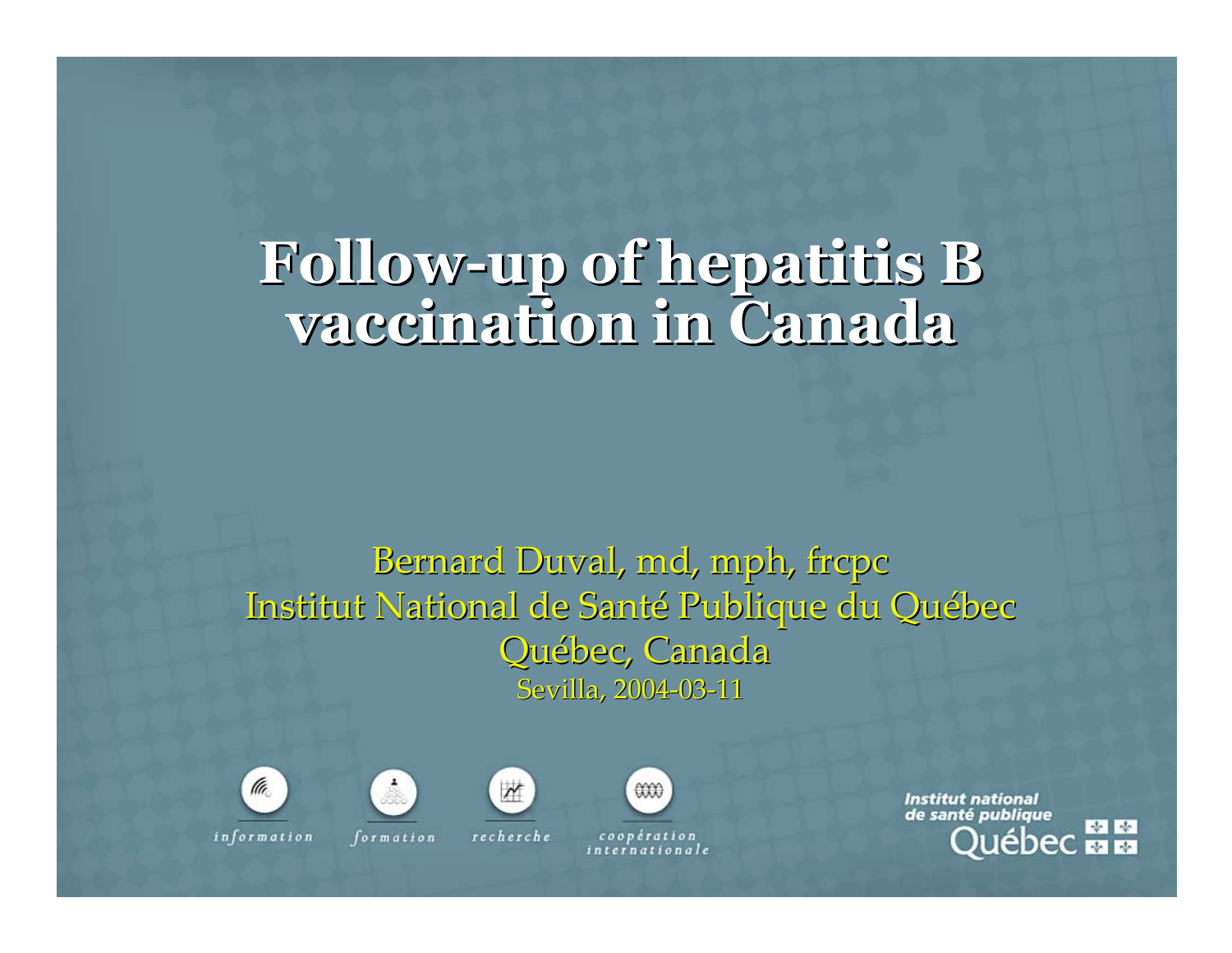# Follow-up of hepatitis B vaccination in Canada

Bernard Duval, md, mph, frcpc
Institut National de Santé Publique du Québec
Québec, Canada
Sevilla, 2004-03-11

information · formation · recherche · coopération internationale

Institut national de santé publique Québec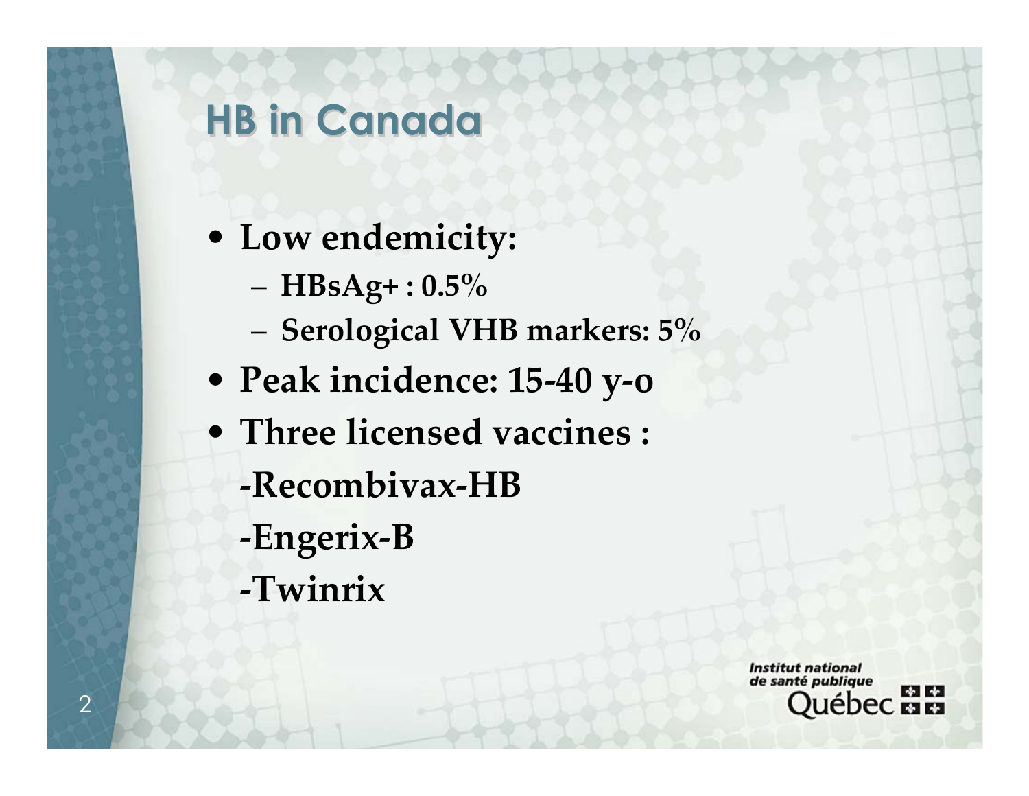# HB in Canada

- **Low endemicity:**
  - **HBsAg+ : 0.5%**
  - **Serological VHB markers: 5%**
- **Peak incidence: 15-40 y-o**
- **Three licensed vaccines :**

  **-Recombivax-HB**

  **-Engerix-B**

  **-Twinrix**

Institut national de santé publique Québec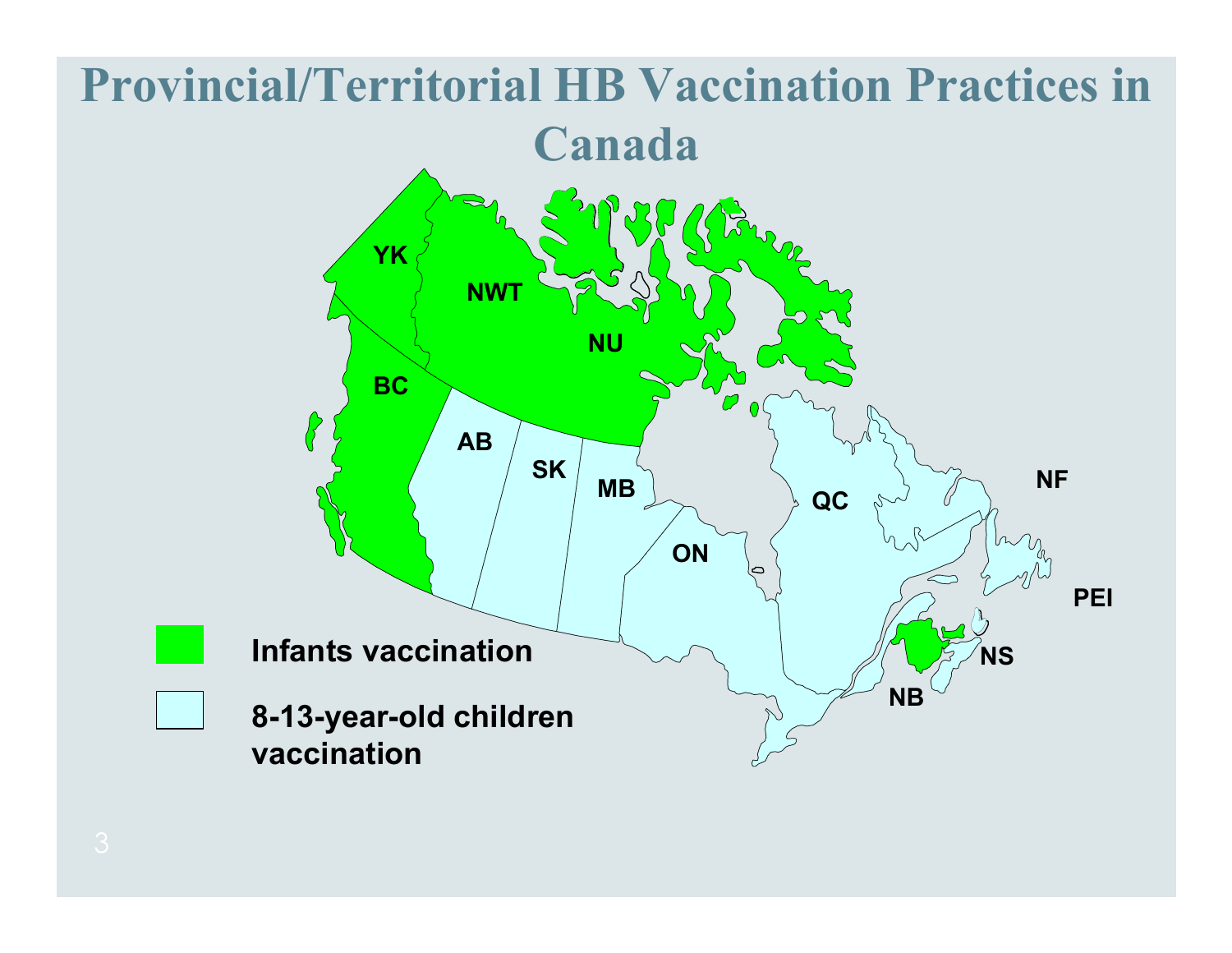# Provincial/Territorial HB Vaccination Practices in Canada

YK

NWT

NU

BC

AB

SK

MB

ON

QC

NF

PEI

NS

NB

Infants vaccination

8-13-year-old children vaccination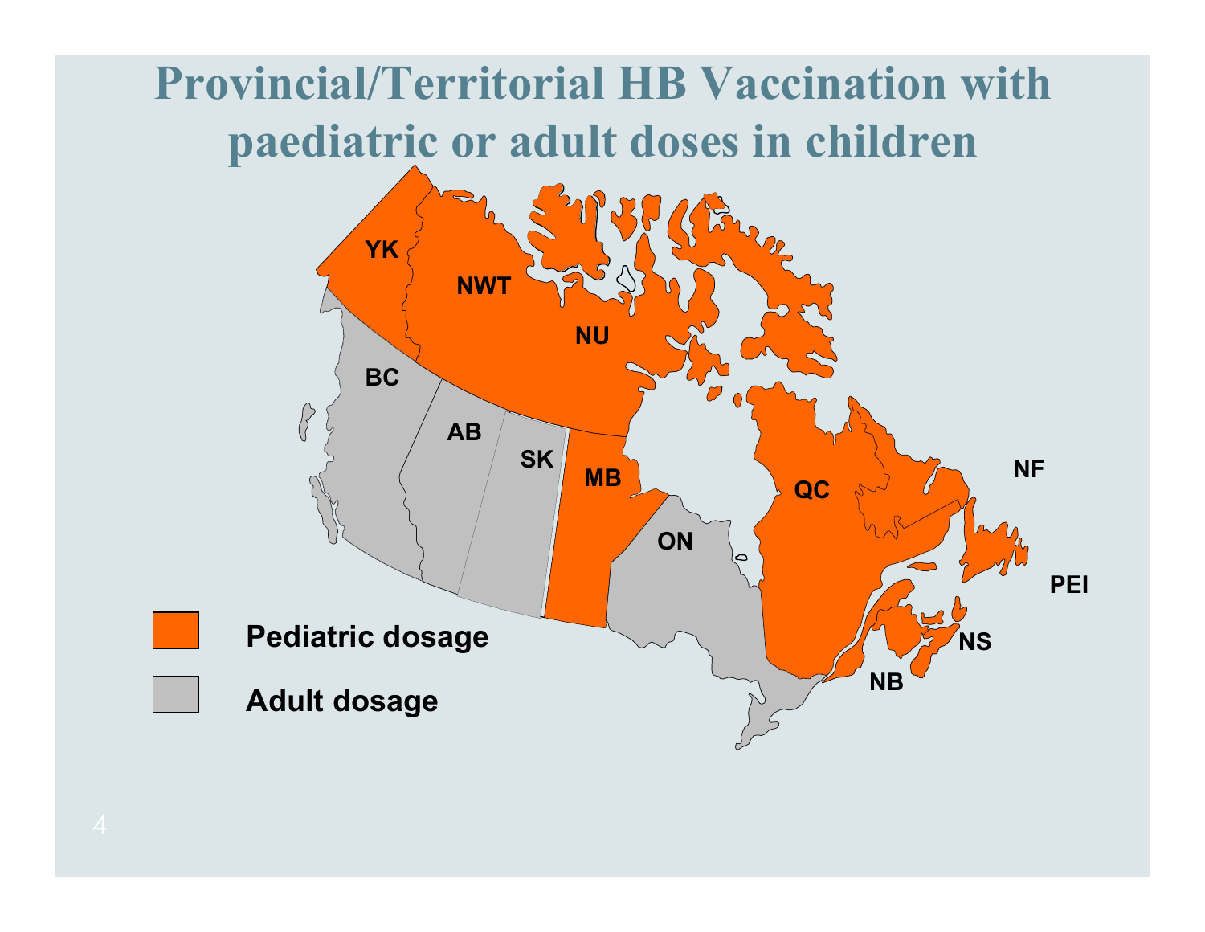# Provincial/Territorial HB Vaccination with paediatric or adult doses in children

YK NWT NU BC AB SK MB ON QC NF PEI NS NB

Pediatric dosage

Adult dosage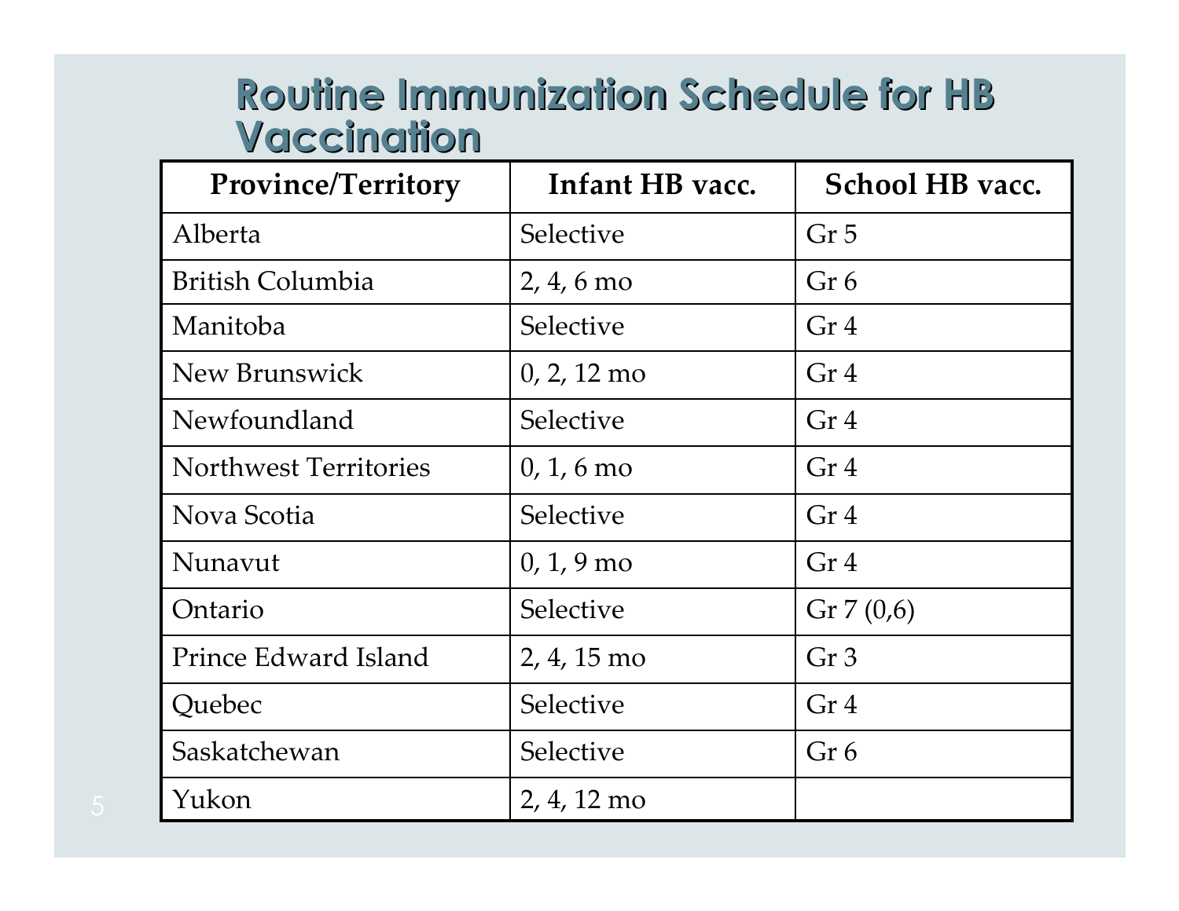# Routine Immunization Schedule for HB Vaccination

| Province/Territory | Infant HB vacc. | School HB vacc. |
|---|---|---|
| Alberta | Selective | Gr 5 |
| British Columbia | 2, 4, 6 mo | Gr 6 |
| Manitoba | Selective | Gr 4 |
| New Brunswick | 0, 2, 12 mo | Gr 4 |
| Newfoundland | Selective | Gr 4 |
| Northwest Territories | 0, 1, 6 mo | Gr 4 |
| Nova Scotia | Selective | Gr 4 |
| Nunavut | 0, 1, 9 mo | Gr 4 |
| Ontario | Selective | Gr 7 (0,6) |
| Prince Edward Island | 2, 4, 15 mo | Gr 3 |
| Quebec | Selective | Gr 4 |
| Saskatchewan | Selective | Gr 6 |
| Yukon | 2, 4, 12 mo | |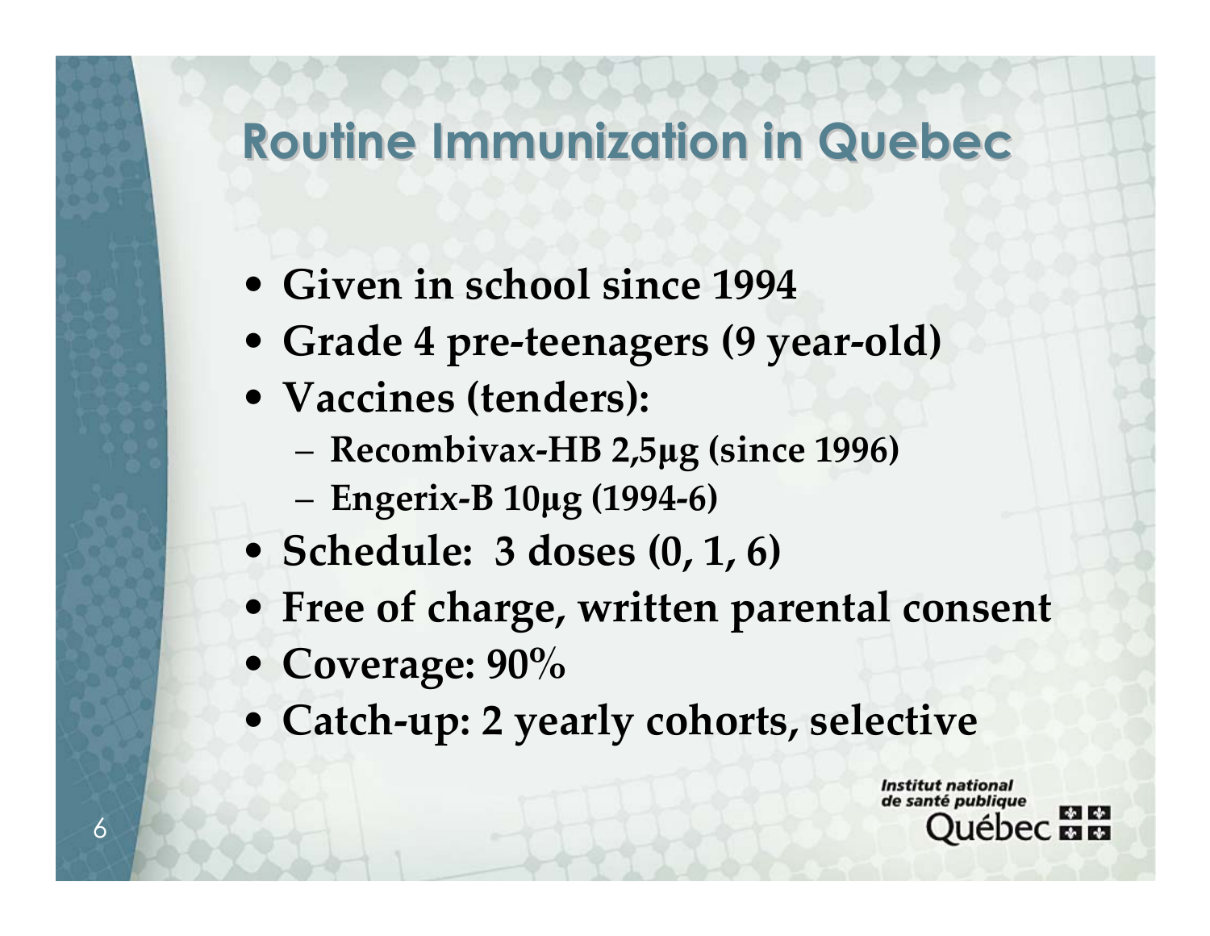# Routine Immunization in Quebec

- **Given in school since 1994**
- **Grade 4 pre-teenagers (9 year-old)**
- **Vaccines (tenders):**
  - **Recombivax-HB 2,5µg (since 1996)**
  - **Engerix-B 10µg (1994-6)**
- **Schedule: 3 doses (0, 1, 6)**
- **Free of charge, written parental consent**
- **Coverage: 90%**
- **Catch-up: 2 yearly cohorts, selective**

*Institut national de santé publique* Québec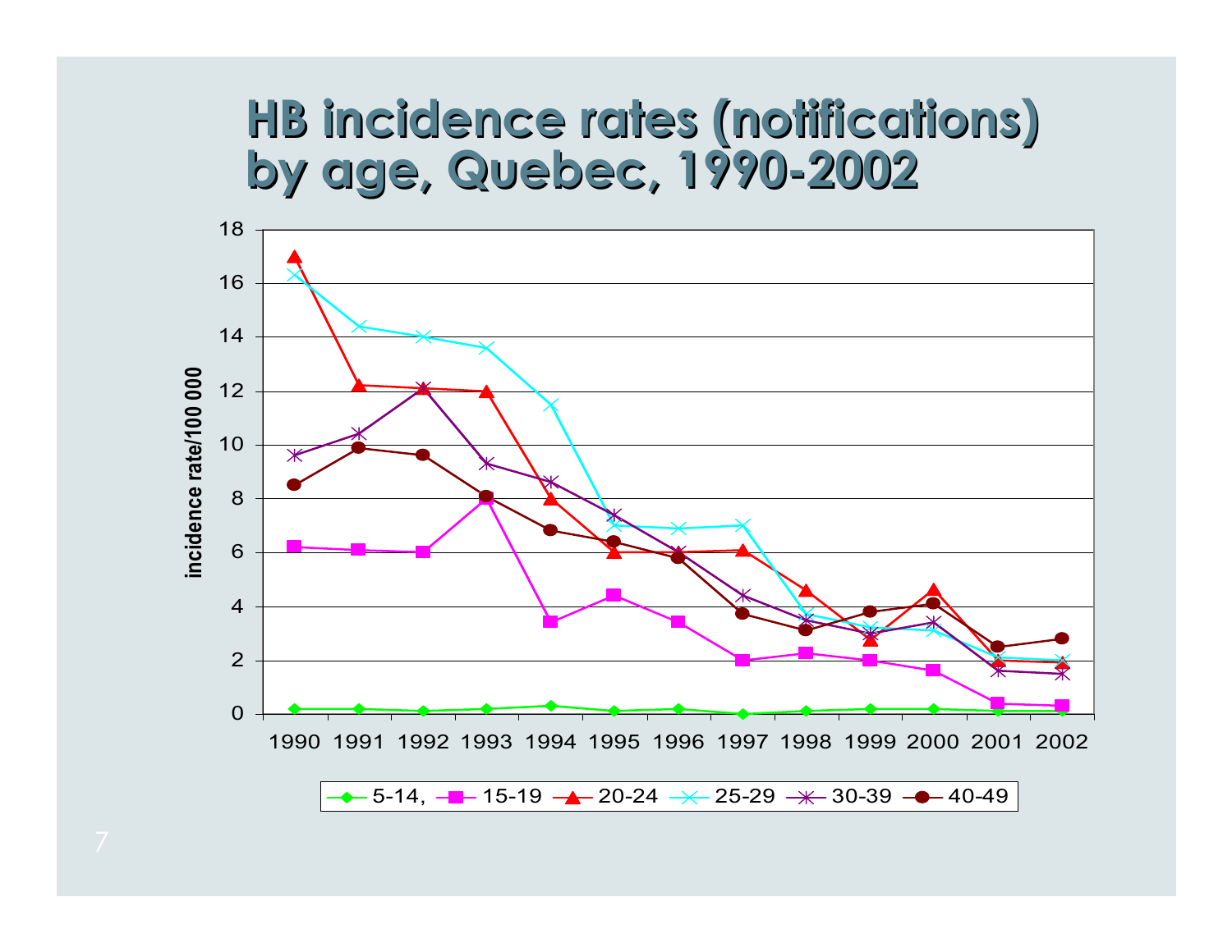# HB incidence rates (notifications) by age, Quebec, 1990-2002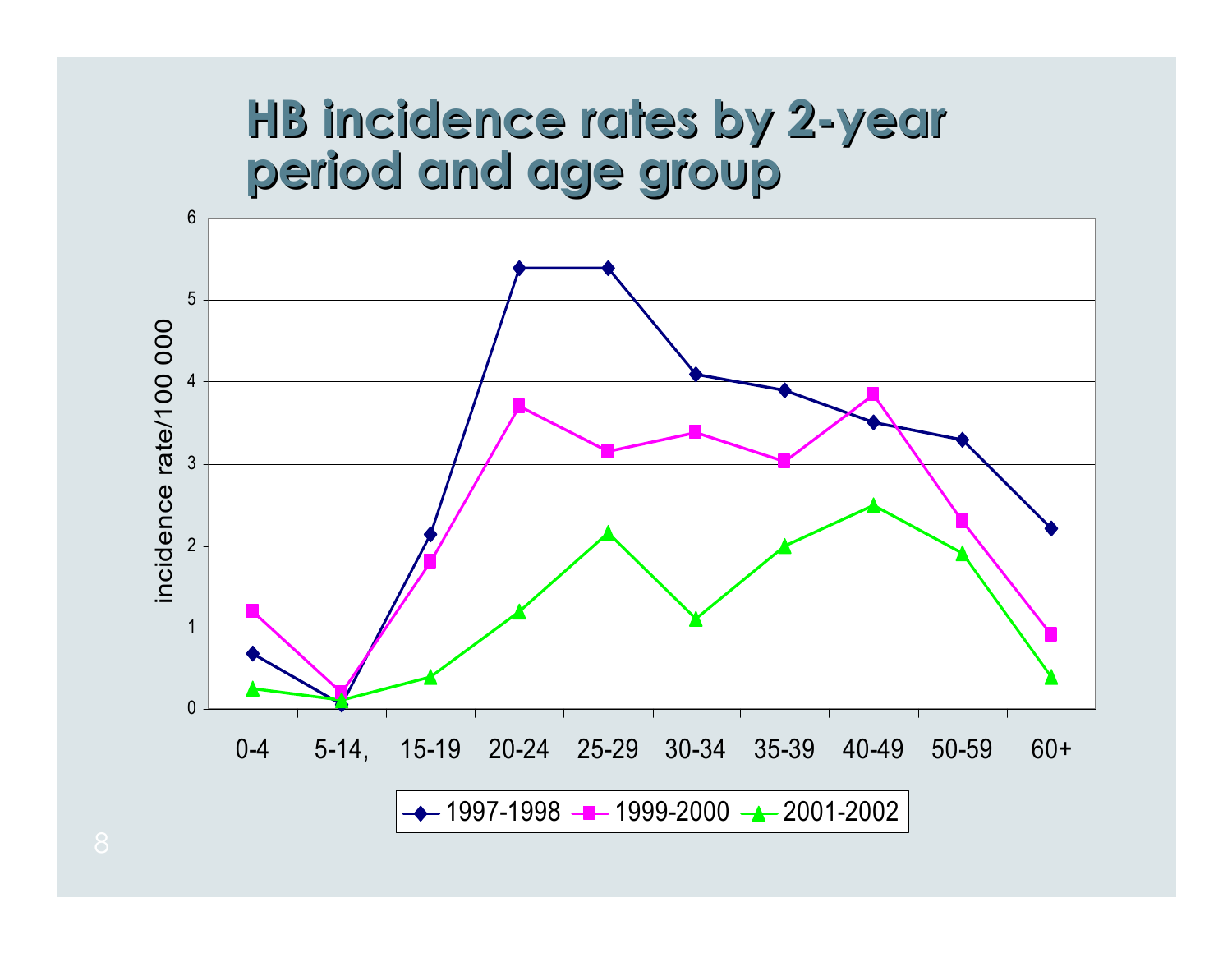# HB incidence rates by 2-year period and age group

| Age group | 1997-1998 | 1999-2000 | 2001-2002 |
|---|---|---|---|
| 0-4 | 0.7 | 1.2 | 0.25 |
| 5-14, | 0.05 | 0.2 | 0.1 |
| 15-19 | 2.15 | 1.8 | 0.4 |
| 20-24 | 5.4 | 3.7 | 1.2 |
| 25-29 | 5.4 | 3.15 | 2.15 |
| 30-34 | 4.1 | 3.4 | 1.1 |
| 35-39 | 3.9 | 3.05 | 2.0 |
| 40-49 | 3.5 | 3.85 | 2.5 |
| 50-59 | 3.3 | 2.3 | 1.9 |
| 60+ | 2.2 | 0.9 | 0.4 |

Y-axis: incidence rate/100 000 (values approximate, read from chart)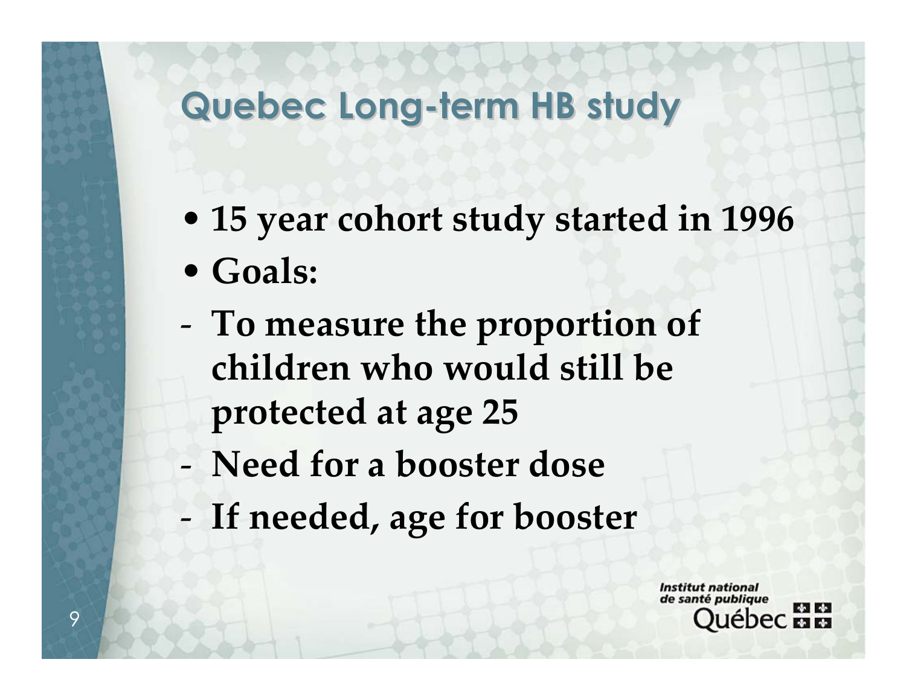# Quebec Long-term HB study

- **15 year cohort study started in 1996**
- **Goals:**
  - **To measure the proportion of children who would still be protected at age 25**
  - **Need for a booster dose**
  - **If needed, age for booster**

Institut national de santé publique Québec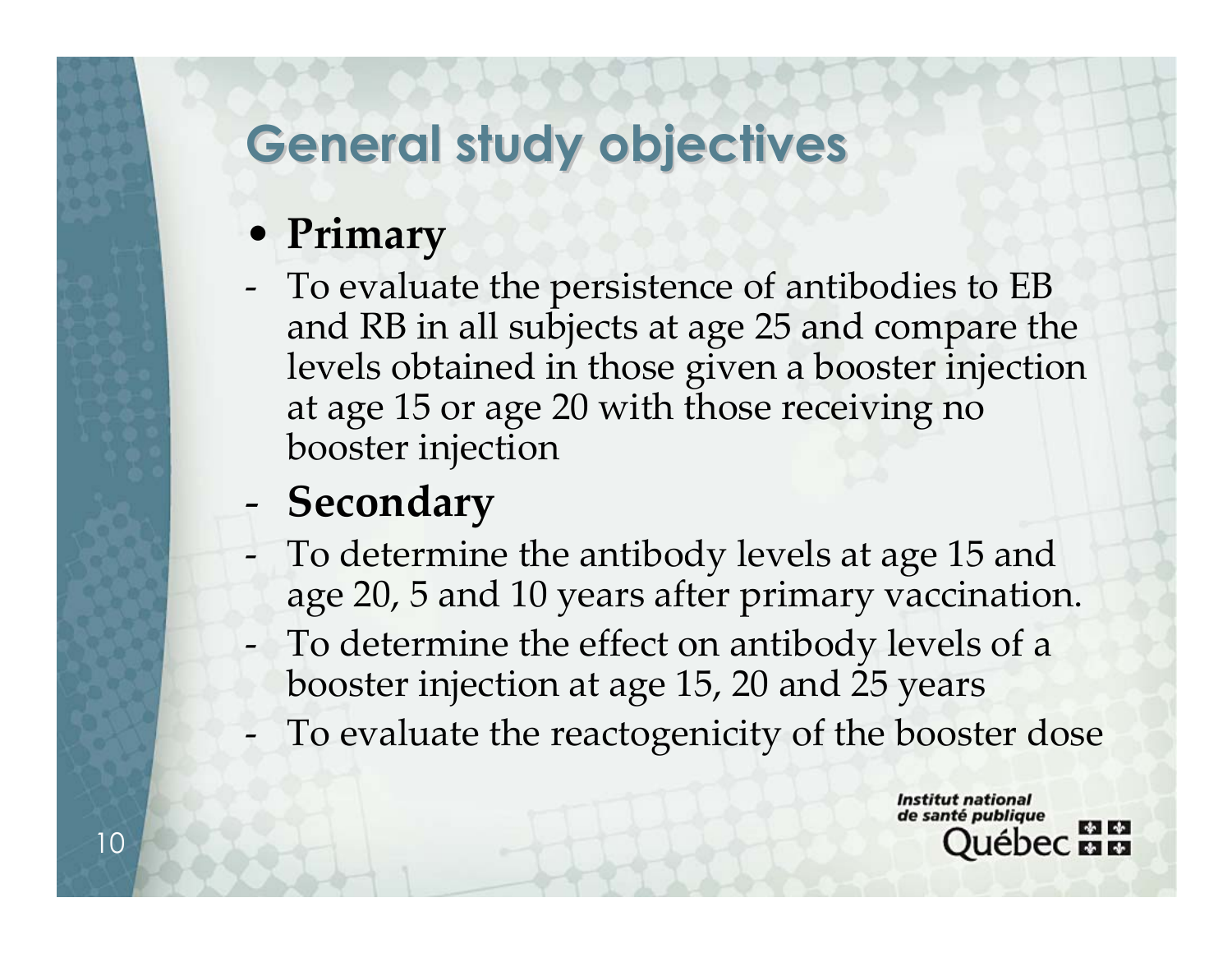# General study objectives

- **Primary**

- To evaluate the persistence of antibodies to EB and RB in all subjects at age 25 and compare the levels obtained in those given a booster injection at age 15 or age 20 with those receiving no booster injection

- **Secondary**

- To determine the antibody levels at age 15 and age 20, 5 and 10 years after primary vaccination.
- To determine the effect on antibody levels of a booster injection at age 15, 20 and 25 years
- To evaluate the reactogenicity of the booster dose

Institut national de santé publique Québec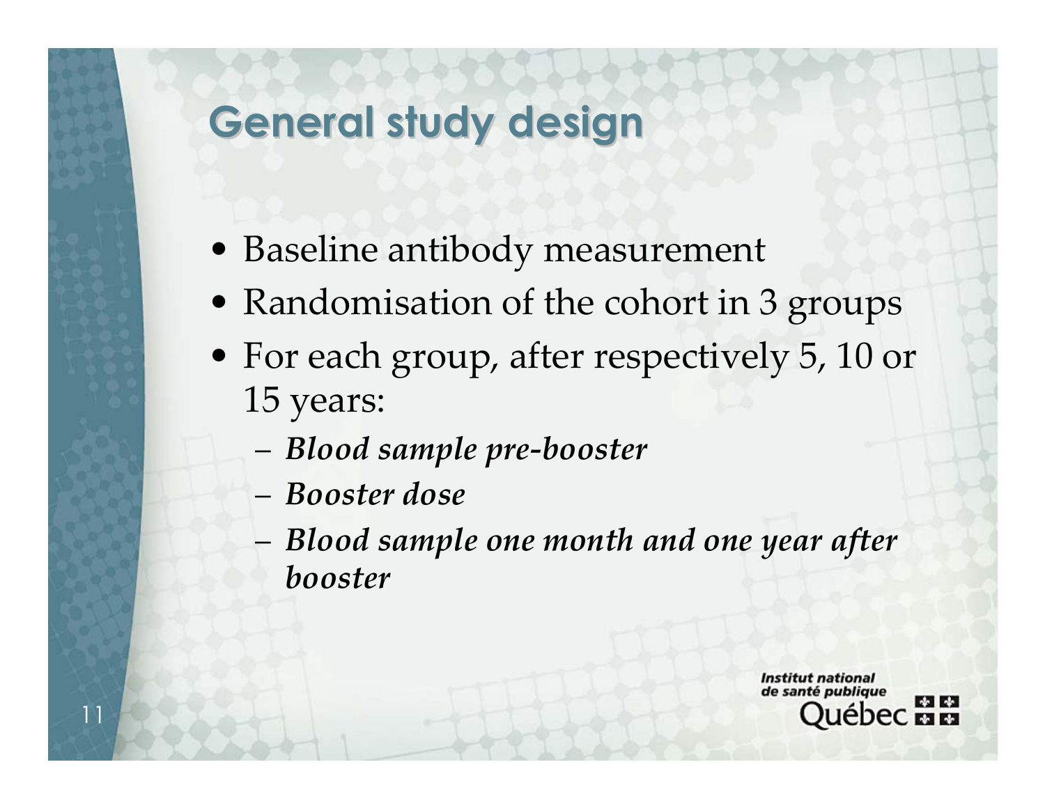# General study design

- Baseline antibody measurement
- Randomisation of the cohort in 3 groups
- For each group, after respectively 5, 10 or 15 years:
  - ***Blood sample pre-booster***
  - ***Booster dose***
  - ***Blood sample one month and one year after booster***

Institut national de santé publique Québec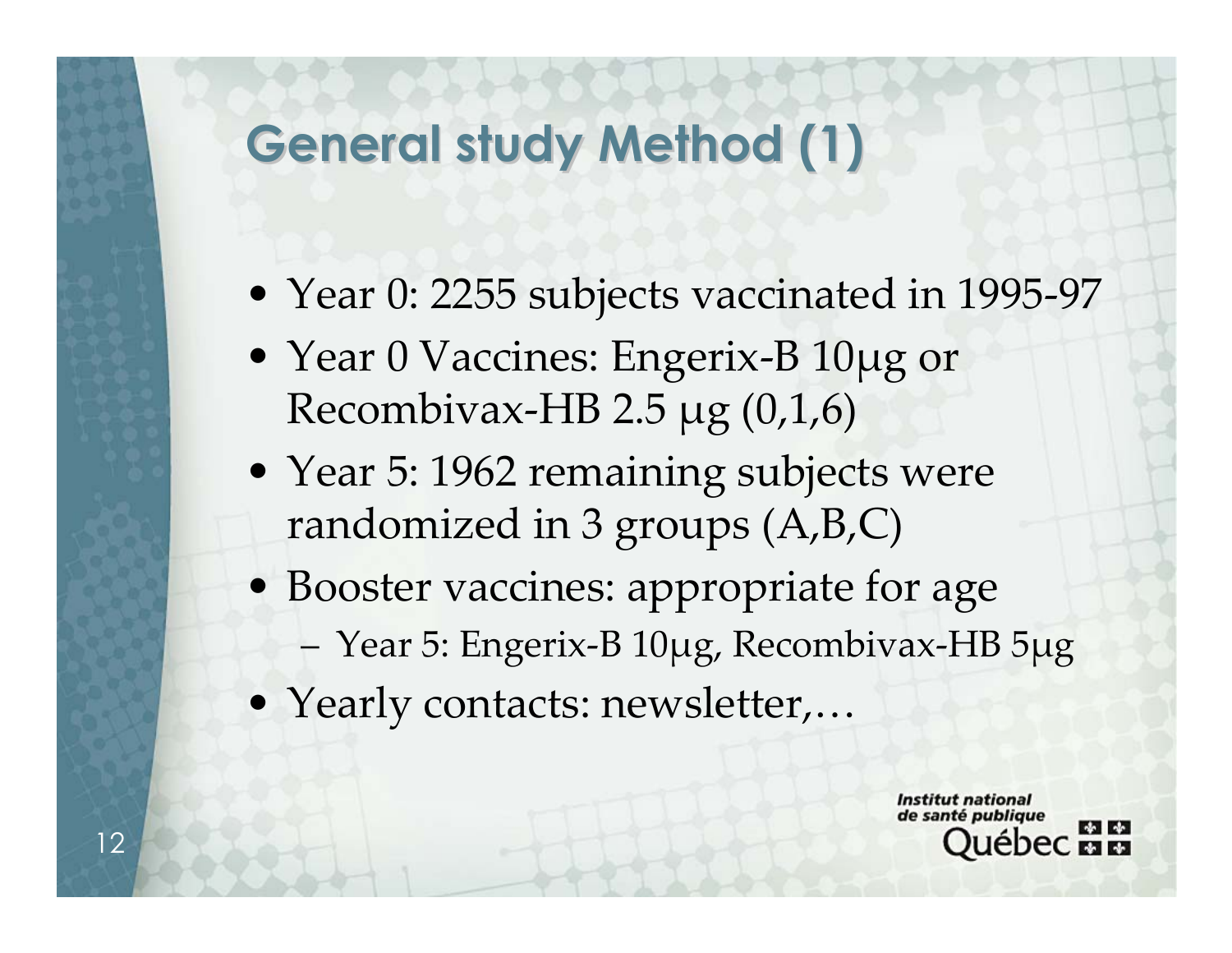# General study Method (1)

- Year 0: 2255 subjects vaccinated in 1995-97
- Year 0 Vaccines: Engerix-B 10μg or Recombivax-HB 2.5 μg (0,1,6)
- Year 5: 1962 remaining subjects were randomized in 3 groups (A,B,C)
- Booster vaccines: appropriate for age
  - Year 5: Engerix-B 10μg, Recombivax-HB 5μg
- Yearly contacts: newsletter,…

*Institut national de santé publique*
Québec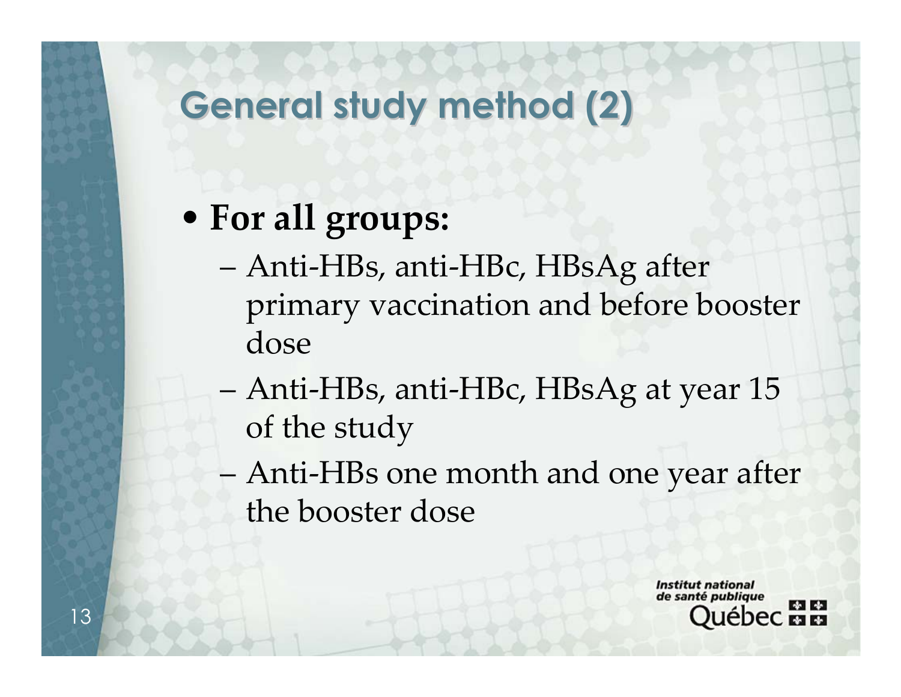# General study method (2)

- **For all groups:**
  - Anti-HBs, anti-HBc, HBsAg after primary vaccination and before booster dose
  - Anti-HBs, anti-HBc, HBsAg at year 15 of the study
  - Anti-HBs one month and one year after the booster dose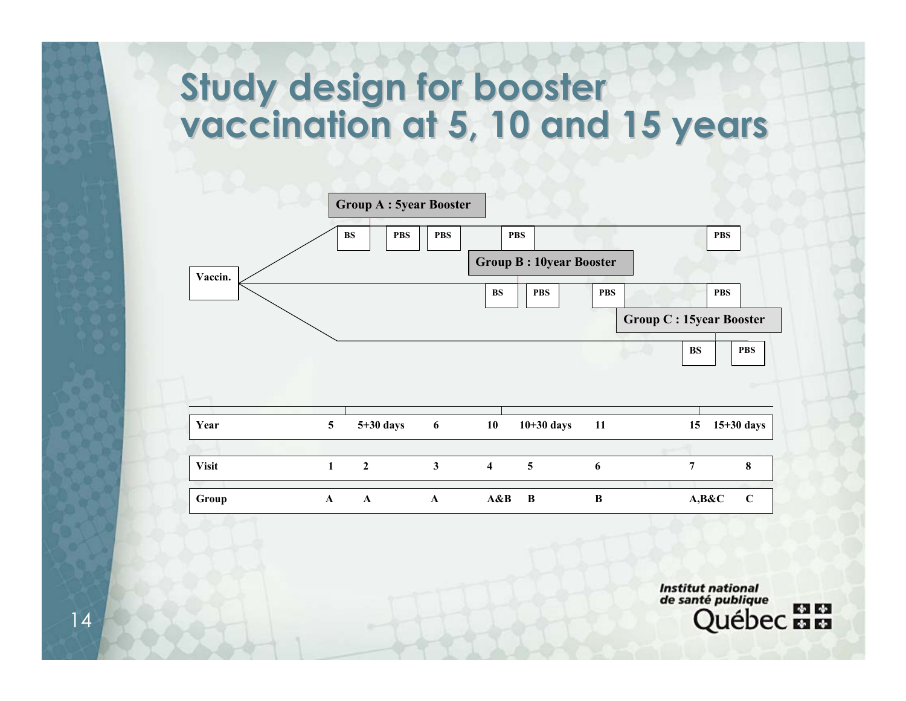# Study design for booster vaccination at 5, 10 and 15 years

Vaccin.

**Group A : 5year Booster**

BS — PBS — PBS — PBS — PBS

**Group B : 10year Booster**

BS — PBS — PBS — PBS

**Group C : 15year Booster**

BS — PBS

| Year | 5 | 5+30 days | 6 | 10 | 10+30 days | 11 | 15 | 15+30 days |
|---|---|---|---|---|---|---|---|---|
| Visit | 1 | 2 | 3 | 4 | 5 | 6 | 7 | 8 |
| Group | A | A | A | A&B | B | B | A,B&C | C |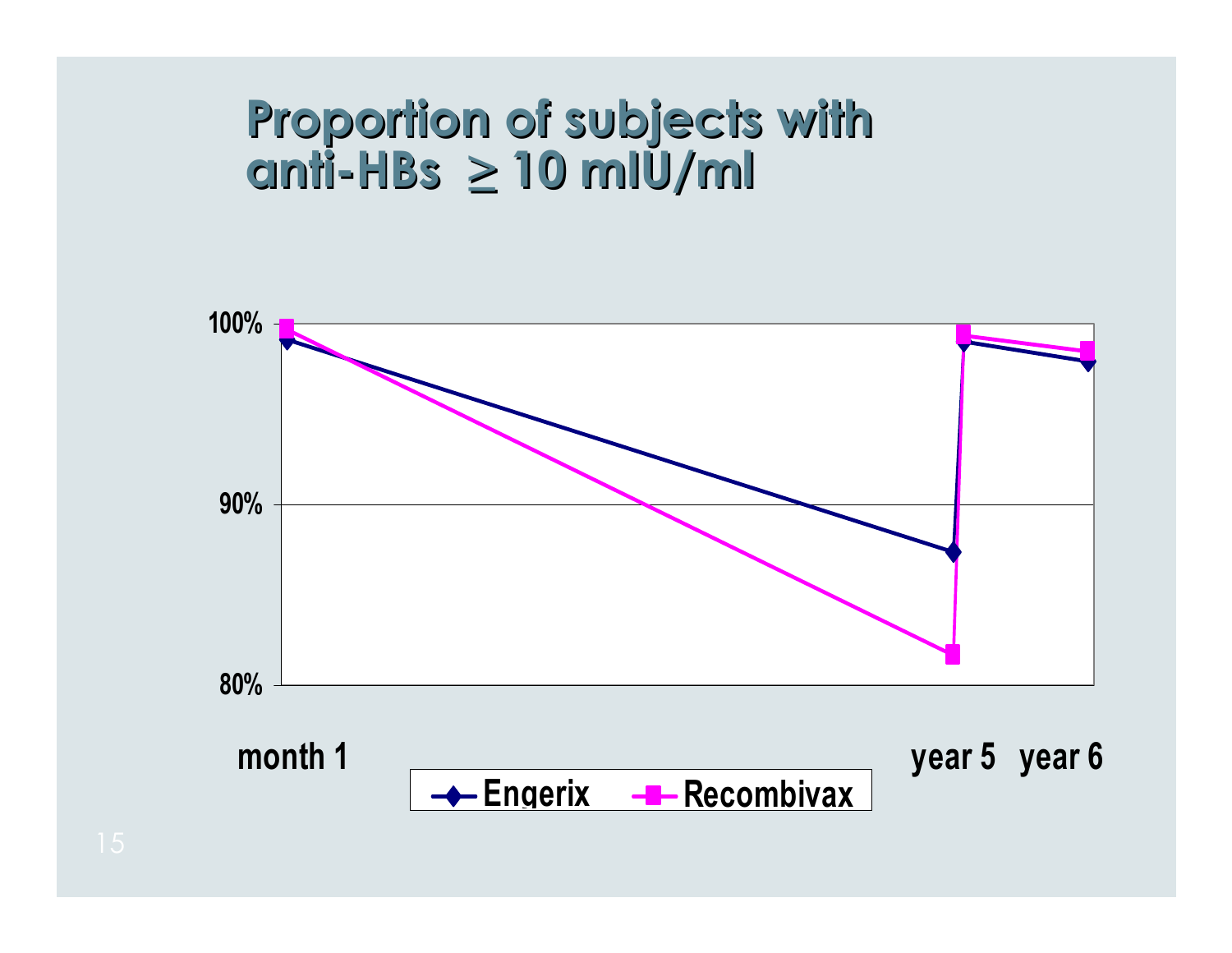# Proportion of subjects with anti-HBs ≥ 10 mIU/ml

100%

90%

80%

month 1 | year 5 | year 6

Engerix | Recombivax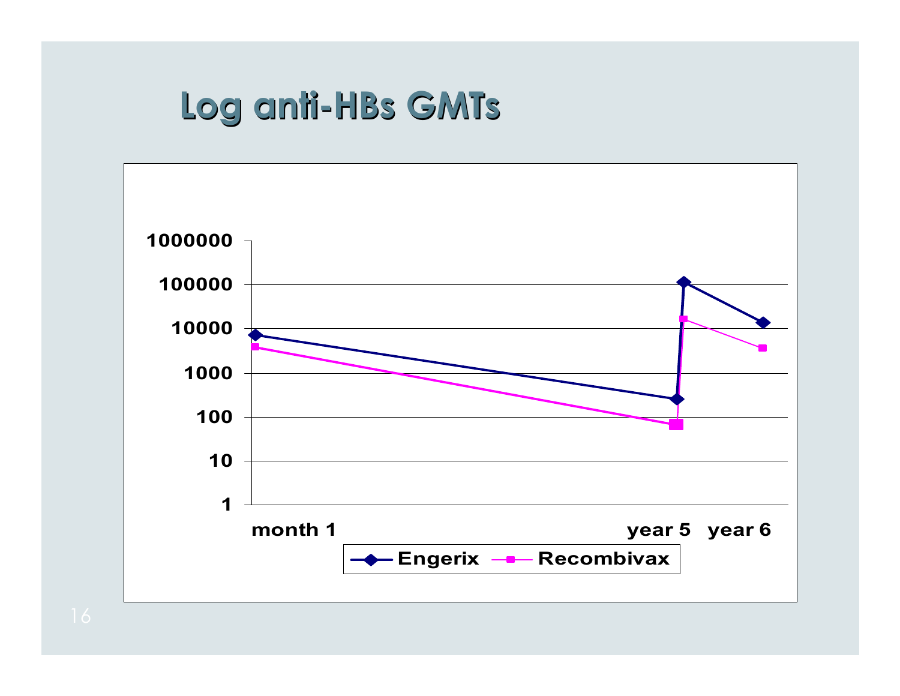# Log anti-HBs GMTs

| | month 1 | year 5 | | year 6 |
|---|---|---|---|---|
| Engerix | ~7000 | ~250 | ~110000 | ~13000 |
| Recombivax | ~3800 | ~65 | ~16000 | ~3600 |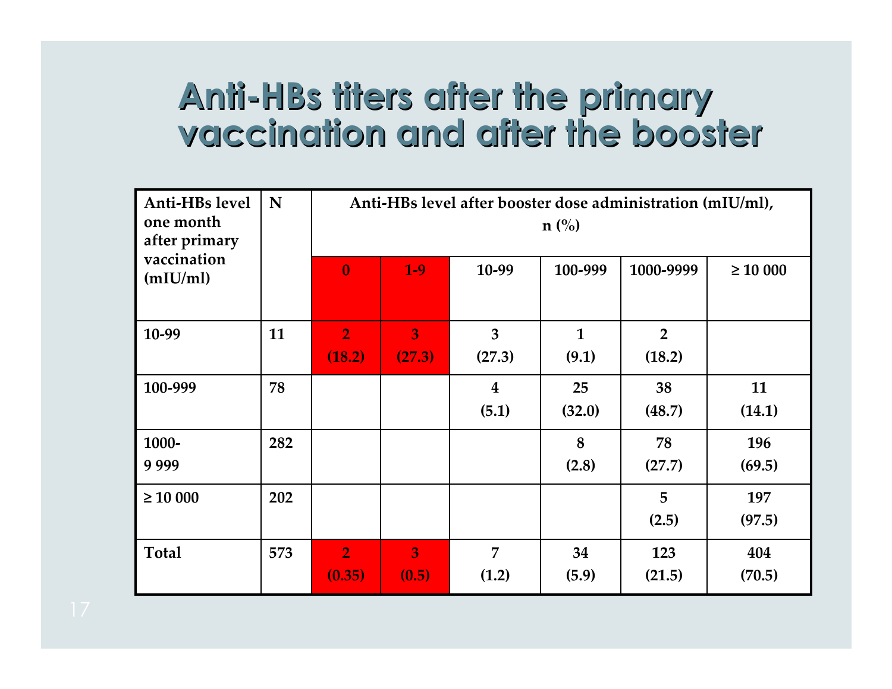# Anti-HBs titers after the primary vaccination and after the booster

| Anti-HBs level one month after primary vaccination (mIU/ml) | N | Anti-HBs level after booster dose administration (mIU/ml), n (%) | | | | | |
|---|---|---|---|---|---|---|---|
| | | 0 | 1-9 | 10-99 | 100-999 | 1000-9999 | ≥ 10 000 |
| 10-99 | 11 | 2 (18.2) | 3 (27.3) | 3 (27.3) | 1 (9.1) | 2 (18.2) | |
| 100-999 | 78 | | | 4 (5.1) | 25 (32.0) | 38 (48.7) | 11 (14.1) |
| 1000-9 999 | 282 | | | | 8 (2.8) | 78 (27.7) | 196 (69.5) |
| ≥ 10 000 | 202 | | | | | 5 (2.5) | 197 (97.5) |
| Total | 573 | 2 (0.35) | 3 (0.5) | 7 (1.2) | 34 (5.9) | 123 (21.5) | 404 (70.5) |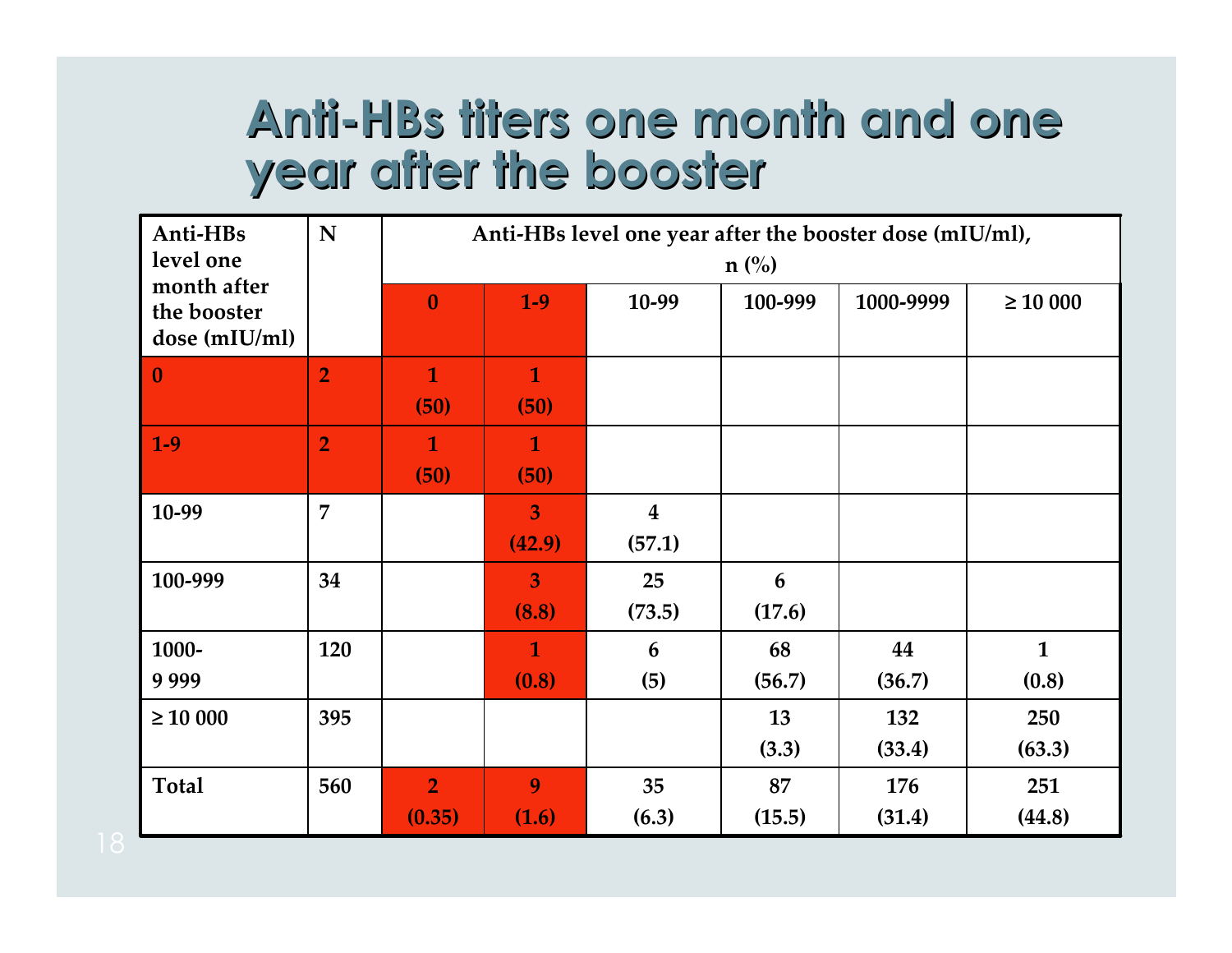# Anti-HBs titers one month and one year after the booster

| Anti-HBs level one month after the booster dose (mIU/ml) | N | Anti-HBs level one year after the booster dose (mIU/ml), n (%) | | | | | |
|---|---|---|---|---|---|---|---|
| | | 0 | 1-9 | 10-99 | 100-999 | 1000-9999 | ≥ 10 000 |
| 0 | 2 | 1 (50) | 1 (50) | | | | |
| 1-9 | 2 | 1 (50) | 1 (50) | | | | |
| 10-99 | 7 | | 3 (42.9) | 4 (57.1) | | | |
| 100-999 | 34 | | 3 (8.8) | 25 (73.5) | 6 (17.6) | | |
| 1000-9 999 | 120 | | 1 (0.8) | 6 (5) | 68 (56.7) | 44 (36.7) | 1 (0.8) |
| ≥ 10 000 | 395 | | | | 13 (3.3) | 132 (33.4) | 250 (63.3) |
| Total | 560 | 2 (0.35) | 9 (1.6) | 35 (6.3) | 87 (15.5) | 176 (31.4) | 251 (44.8) |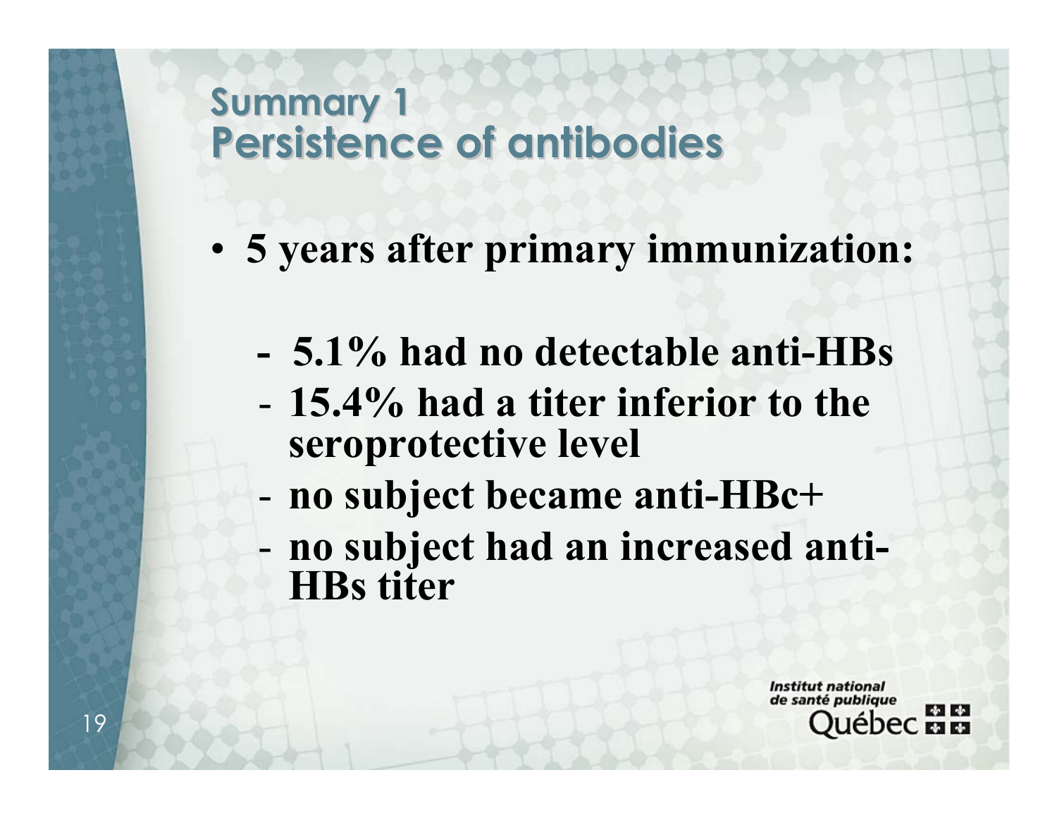# Summary 1
## Persistence of antibodies

- **5 years after primary immunization:**
  - **5.1% had no detectable anti-HBs**
  - **15.4% had a titer inferior to the seroprotective level**
  - **no subject became anti-HBc+**
  - **no subject had an increased anti-HBs titer**

Institut national de santé publique Québec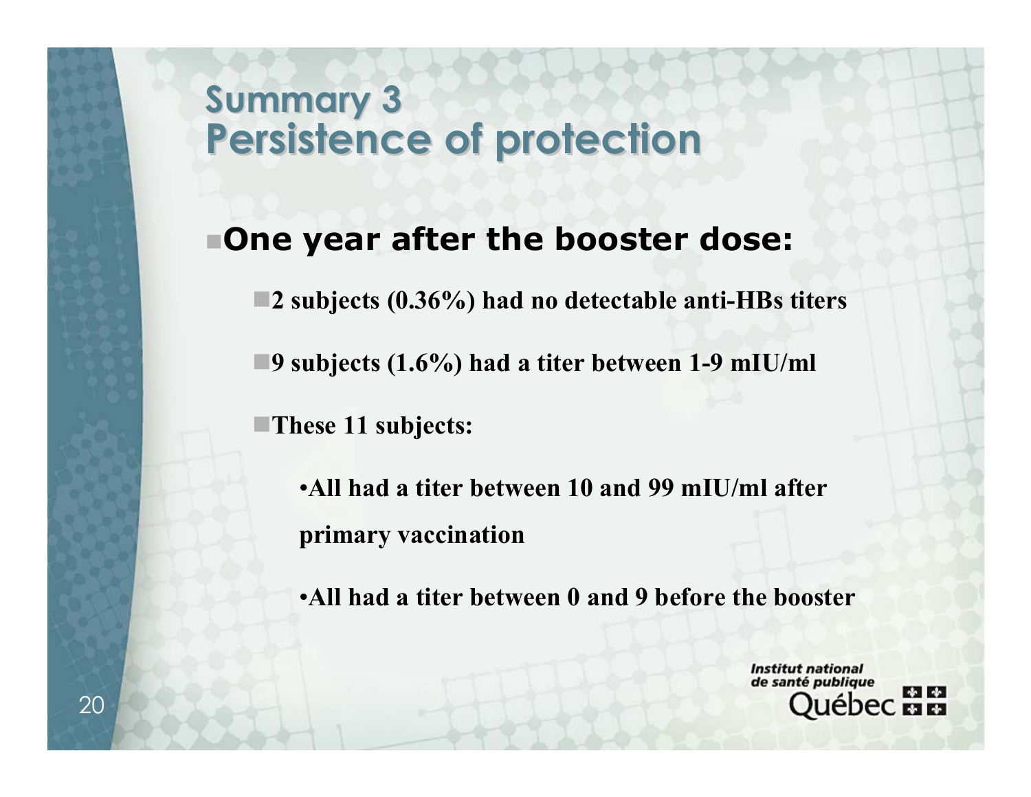# Summary 3
## Persistence of protection

- **One year after the booster dose:**
  - **2 subjects (0.36%) had no detectable anti-HBs titers**
  - **9 subjects (1.6%) had a titer between 1-9 mIU/ml**
  - **These 11 subjects:**
    - **All had a titer between 10 and 99 mIU/ml after primary vaccination**
    - **All had a titer between 0 and 9 before the booster**

Institut national de santé publique Québec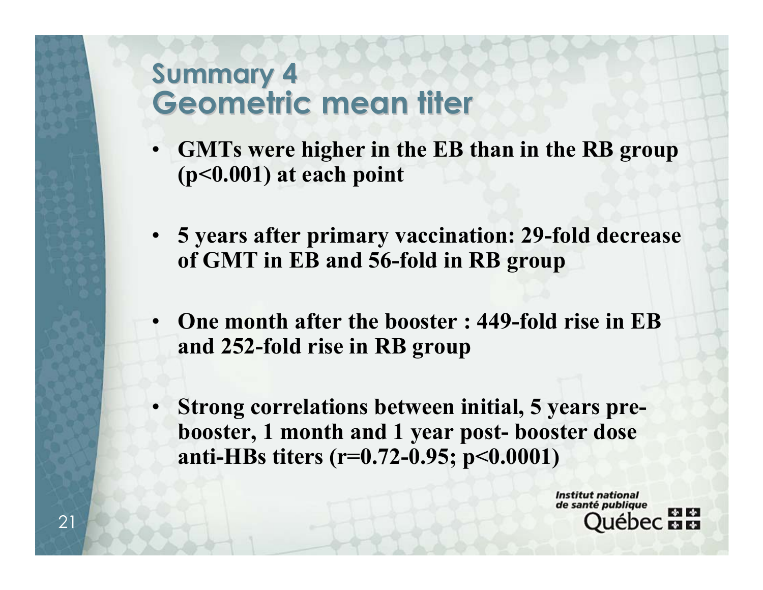# Summary 4
## Geometric mean titer

- **GMTs were higher in the EB than in the RB group ($p<0.001$) at each point**
- **5 years after primary vaccination: 29-fold decrease of GMT in EB and 56-fold in RB group**
- **One month after the booster : 449-fold rise in EB and 252-fold rise in RB group**
- **Strong correlations between initial, 5 years pre-booster, 1 month and 1 year post- booster dose anti-HBs titers ($r=0.72$-$0.95$; $p<0.0001$)**

Institut national de santé publique Québec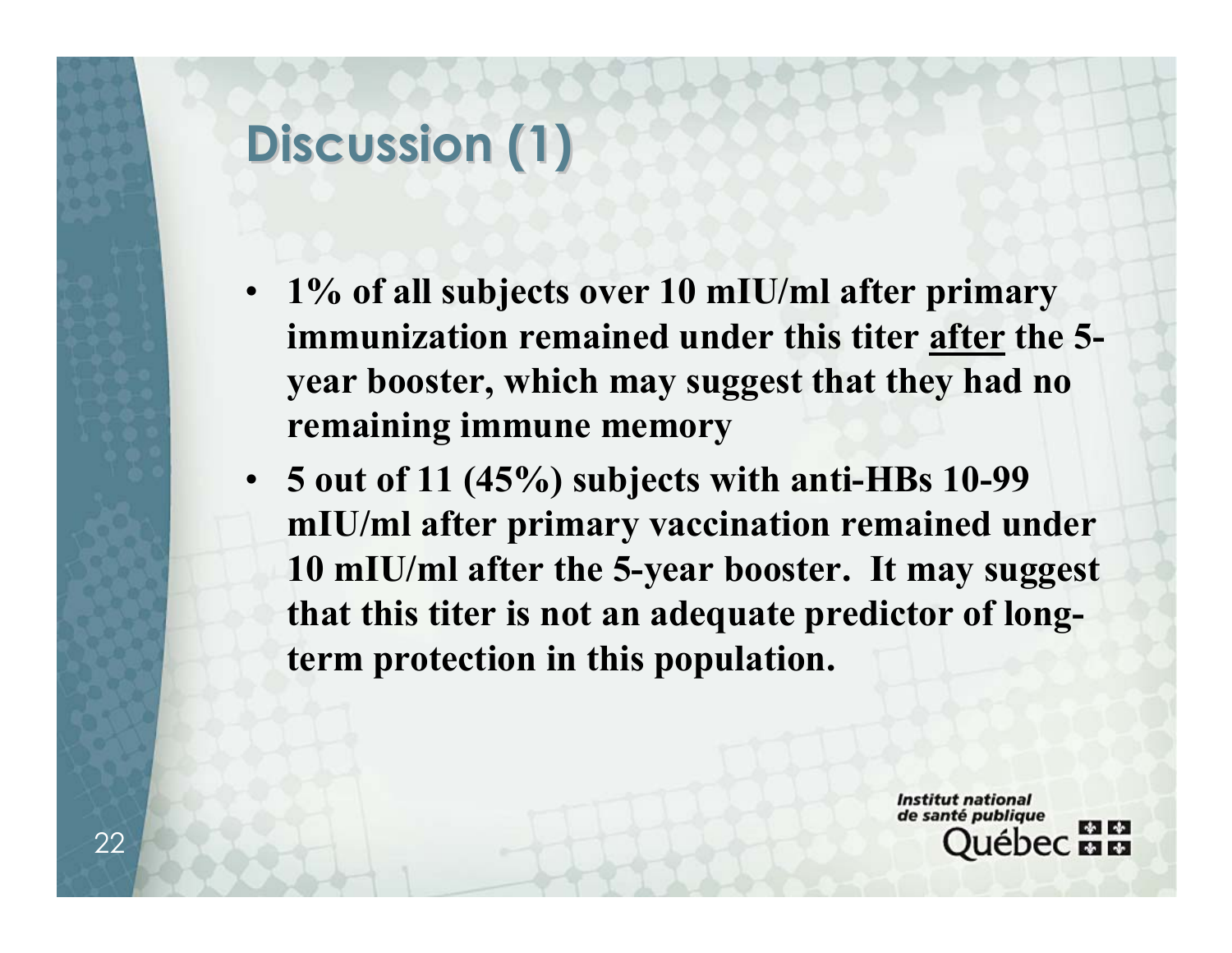# Discussion (1)

- **1% of all subjects over 10 mIU/ml after primary immunization remained under this titer <u>after</u> the 5-year booster, which may suggest that they had no remaining immune memory**
- **5 out of 11 (45%) subjects with anti-HBs 10-99 mIU/ml after primary vaccination remained under 10 mIU/ml after the 5-year booster. It may suggest that this titer is not an adequate predictor of long-term protection in this population.**

*Institut national de santé publique* Québec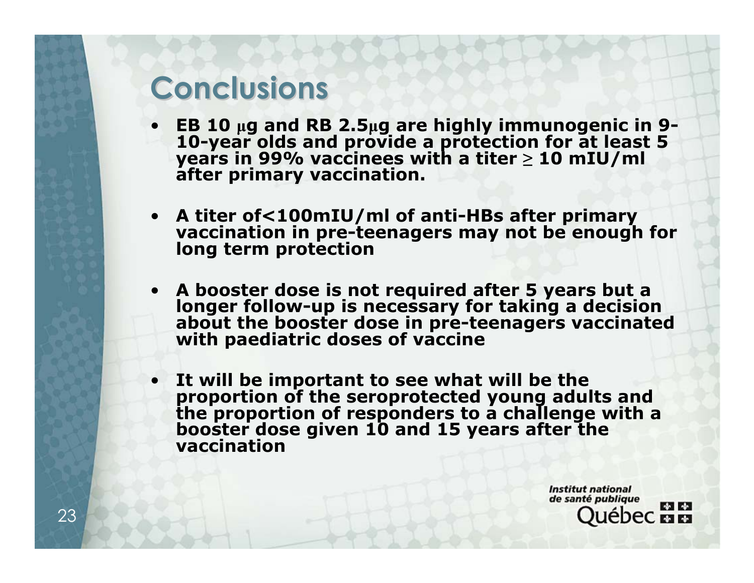# Conclusions

- **EB 10 μg and RB 2.5μg are highly immunogenic in 9-10-year olds and provide a protection for at least 5 years in 99% vaccinees with a titer ≥ 10 mIU/ml after primary vaccination.**
- **A titer of<100mIU/ml of anti-HBs after primary vaccination in pre-teenagers may not be enough for long term protection**
- **A booster dose is not required after 5 years but a longer follow-up is necessary for taking a decision about the booster dose in pre-teenagers vaccinated with paediatric doses of vaccine**
- **It will be important to see what will be the proportion of the seroprotected young adults and the proportion of responders to a challenge with a booster dose given 10 and 15 years after the vaccination**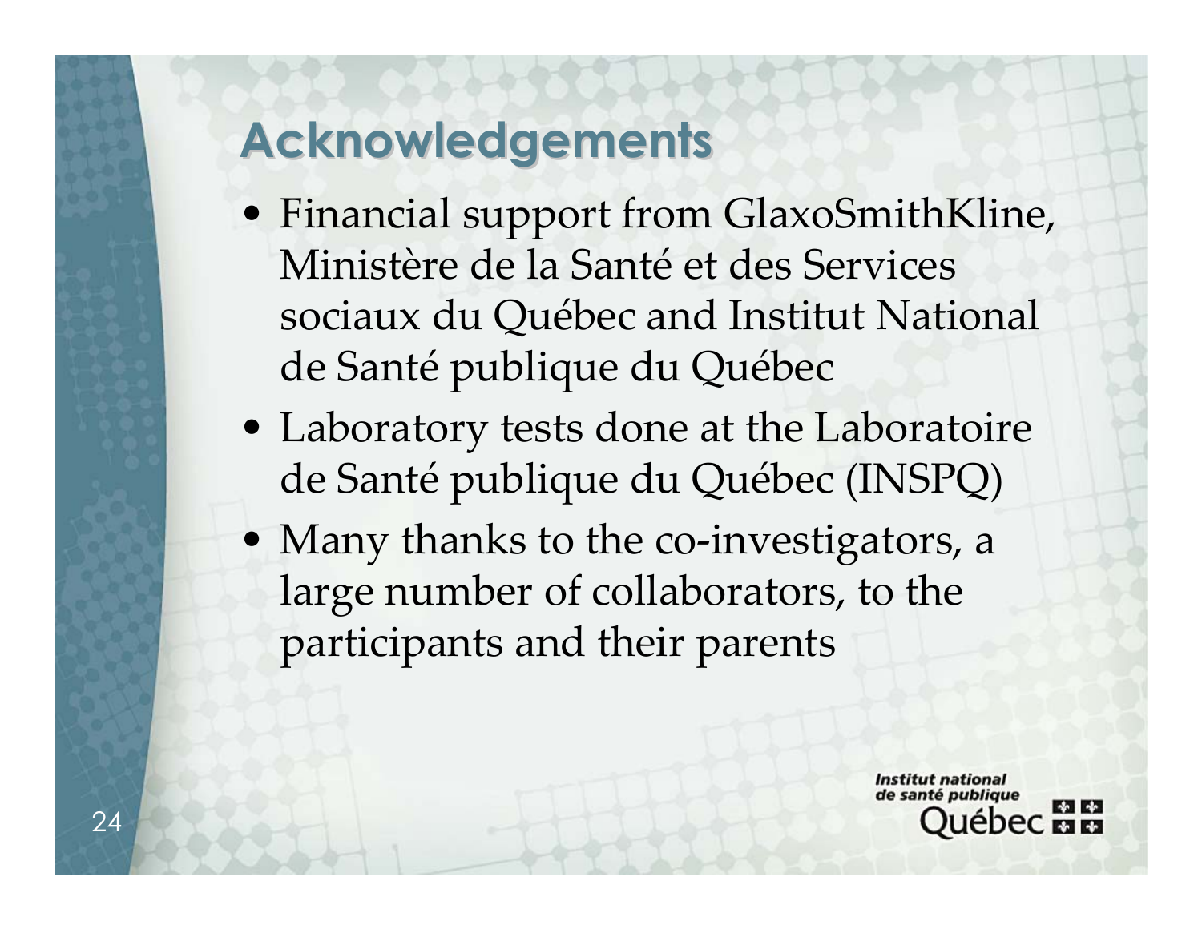## Acknowledgements

- Financial support from GlaxoSmithKline, Ministère de la Santé et des Services sociaux du Québec and Institut National de Santé publique du Québec
- Laboratory tests done at the Laboratoire de Santé publique du Québec (INSPQ)
- Many thanks to the co-investigators, a large number of collaborators, to the participants and their parents

*Institut national de santé publique* Québec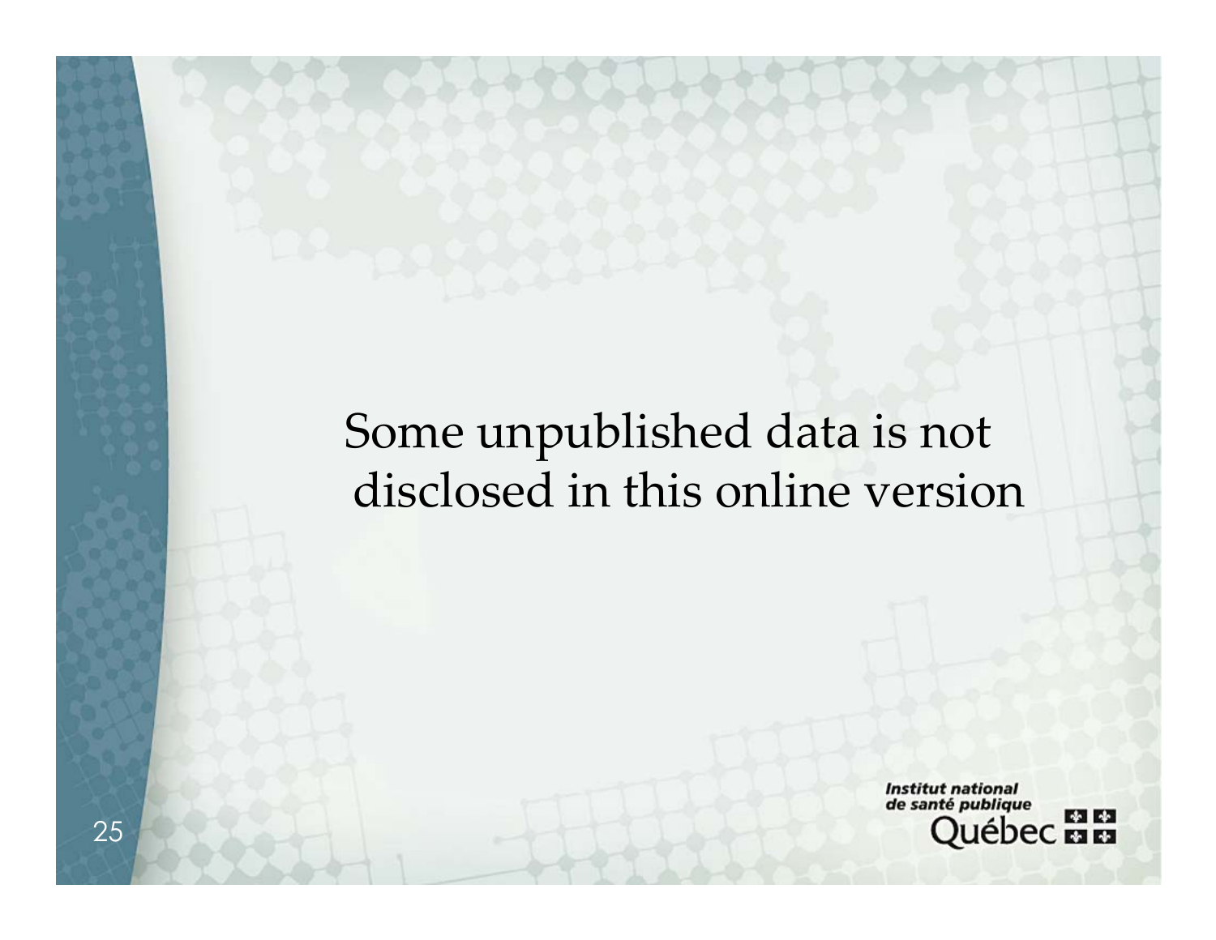Some unpublished data is not disclosed in this online version